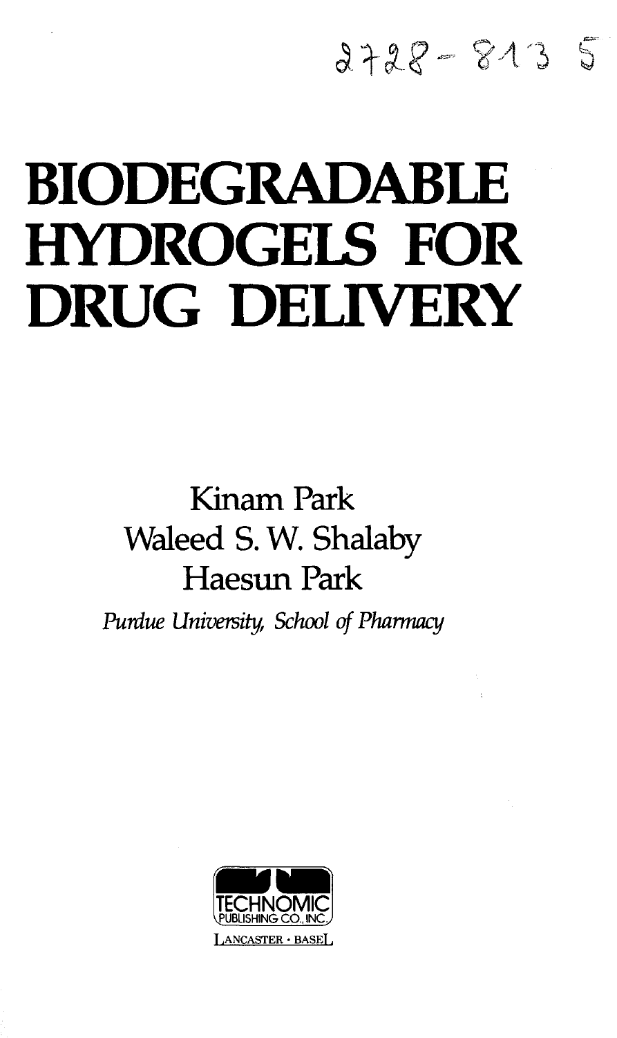2728-813 5

# BIODEGRADABLE HYDROGELS FOR DRUG DELIVERY

Kinam Park
Waleed S. W. Shalaby
Haesun Park

*Purdue University, School of Pharmacy*

TECHNOMIC PUBLISHING CO., INC.

LANCASTER · BASEL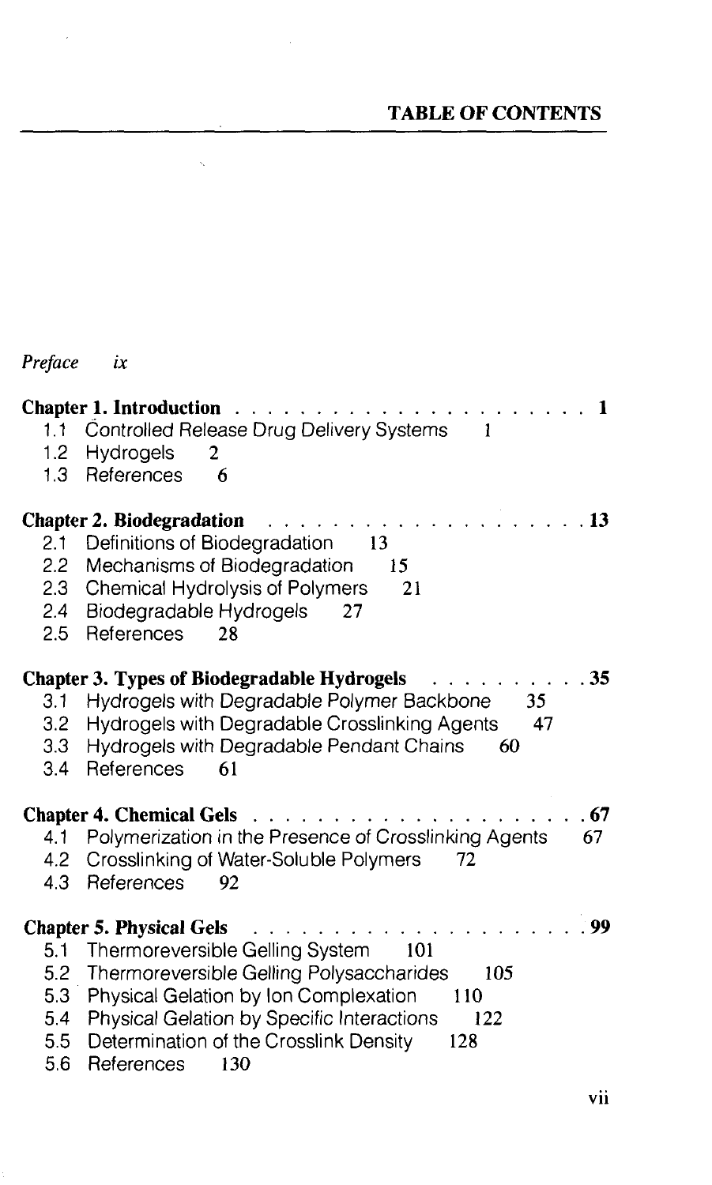# TABLE OF CONTENTS

*Preface* ix

**Chapter 1. Introduction** . . . . . . . . . . . . . . . . . . . . . . 1

- 1.1 Controlled Release Drug Delivery Systems 1
- 1.2 Hydrogels 2
- 1.3 References 6

**Chapter 2. Biodegradation** . . . . . . . . . . . . . . . . . . . . . 13

- 2.1 Definitions of Biodegradation 13
- 2.2 Mechanisms of Biodegradation 15
- 2.3 Chemical Hydrolysis of Polymers 21
- 2.4 Biodegradable Hydrogels 27
- 2.5 References 28

**Chapter 3. Types of Biodegradable Hydrogels** . . . . . . . . . . 35

- 3.1 Hydrogels with Degradable Polymer Backbone 35
- 3.2 Hydrogels with Degradable Crosslinking Agents 47
- 3.3 Hydrogels with Degradable Pendant Chains 60
- 3.4 References 61

**Chapter 4. Chemical Gels** . . . . . . . . . . . . . . . . . . . . . 67

- 4.1 Polymerization in the Presence of Crosslinking Agents 67
- 4.2 Crosslinking of Water-Soluble Polymers 72
- 4.3 References 92

**Chapter 5. Physical Gels** . . . . . . . . . . . . . . . . . . . . . 99

- 5.1 Thermoreversible Gelling System 101
- 5.2 Thermoreversible Gelling Polysaccharides 105
- 5.3 Physical Gelation by Ion Complexation 110
- 5.4 Physical Gelation by Specific Interactions 122
- 5.5 Determination of the Crosslink Density 128
- 5.6 References 130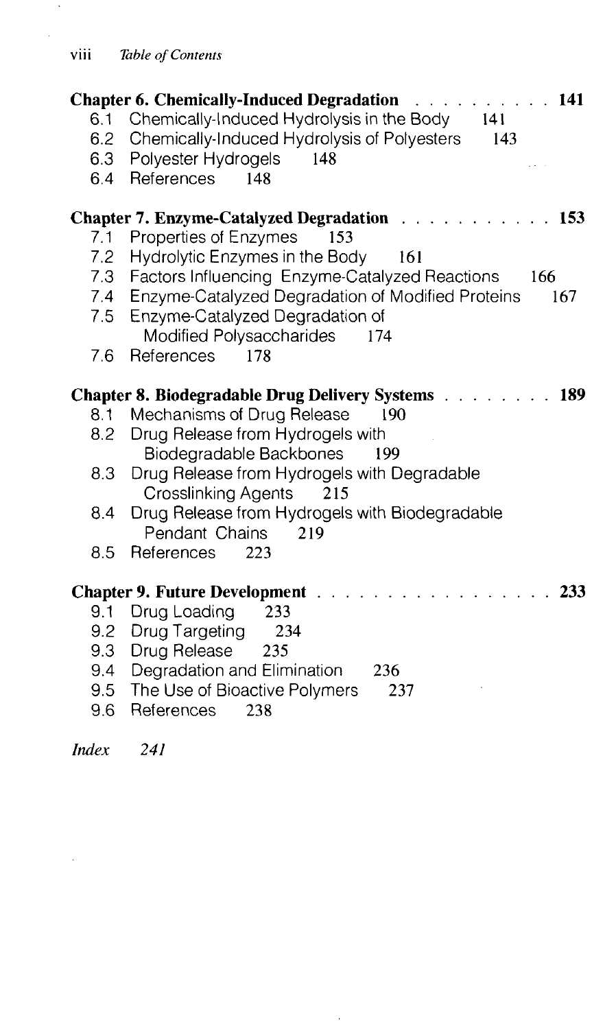**Chapter 6. Chemically-Induced Degradation . . . . . . . . . . . 141**

- 6.1 Chemically-Induced Hydrolysis in the Body 141
- 6.2 Chemically-Induced Hydrolysis of Polyesters 143
- 6.3 Polyester Hydrogels 148
- 6.4 References 148

**Chapter 7. Enzyme-Catalyzed Degradation . . . . . . . . . . . 153**

- 7.1 Properties of Enzymes 153
- 7.2 Hydrolytic Enzymes in the Body 161
- 7.3 Factors Influencing Enzyme-Catalyzed Reactions 166
- 7.4 Enzyme-Catalyzed Degradation of Modified Proteins 167
- 7.5 Enzyme-Catalyzed Degradation of Modified Polysaccharides 174
- 7.6 References 178

**Chapter 8. Biodegradable Drug Delivery Systems . . . . . . . . 189**

- 8.1 Mechanisms of Drug Release 190
- 8.2 Drug Release from Hydrogels with Biodegradable Backbones 199
- 8.3 Drug Release from Hydrogels with Degradable Crosslinking Agents 215
- 8.4 Drug Release from Hydrogels with Biodegradable Pendant Chains 219
- 8.5 References 223

**Chapter 9. Future Development . . . . . . . . . . . . . . . . . . 233**

- 9.1 Drug Loading 233
- 9.2 Drug Targeting 234
- 9.3 Drug Release 235
- 9.4 Degradation and Elimination 236
- 9.5 The Use of Bioactive Polymers 237
- 9.6 References 238

*Index 241*